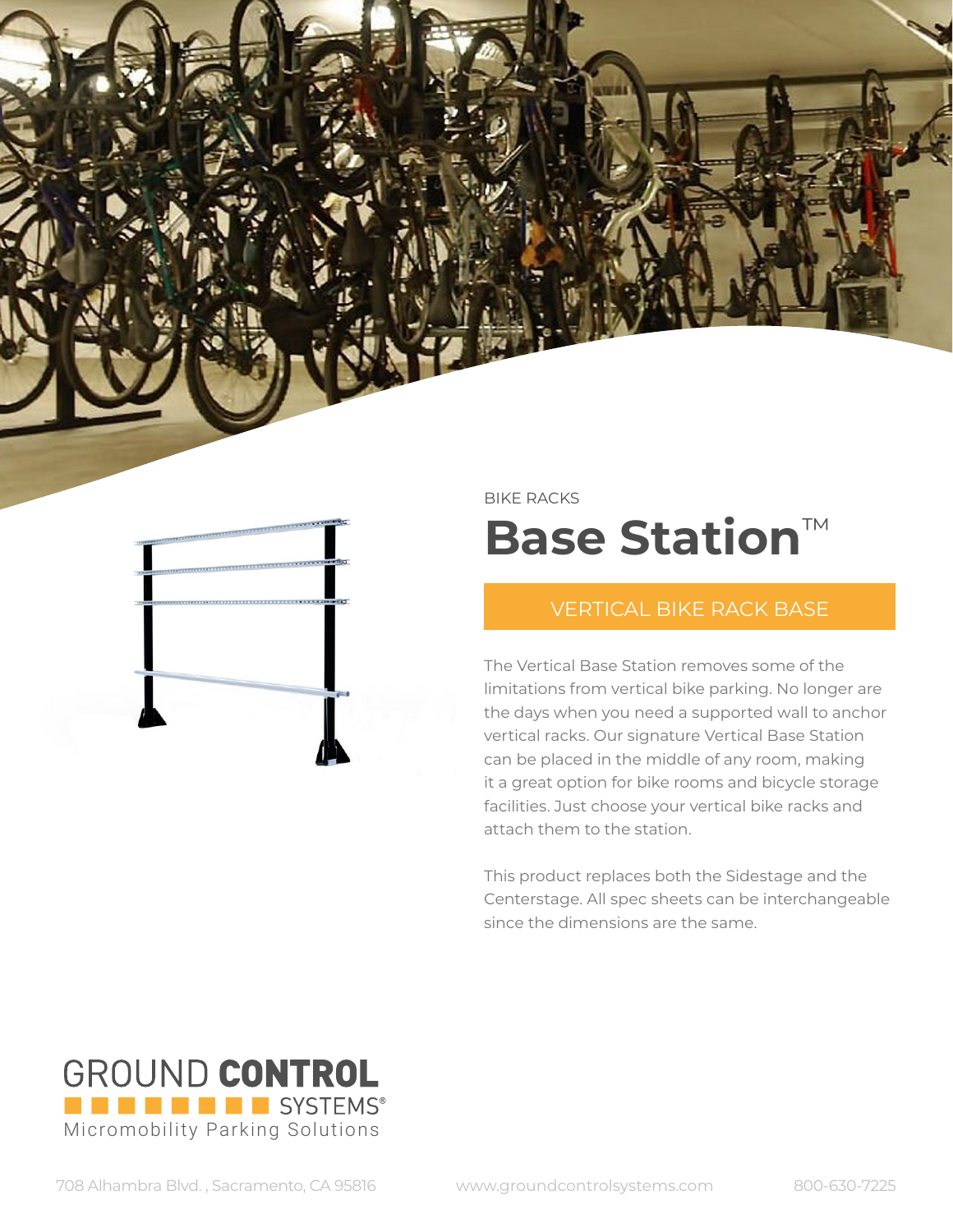BIKE RACKS

# Base Station™

## VERTICAL BIKE RACK BASE

The Vertical Base Station removes some of the limitations from vertical bike parking. No longer are the days when you need a supported wall to anchor vertical racks. Our signature Vertical Base Station can be placed in the middle of any room, making it a great option for bike rooms and bicycle storage facilities. Just choose your vertical bike racks and attach them to the station.

This product replaces both the Sidestage and the Centerstage. All spec sheets can be interchangeable since the dimensions are the same.

GROUND **CONTROL** SYSTEMS®
Micromobility Parking Solutions

708 Alhambra Blvd. , Sacramento, CA 95816    www.groundcontrolsystems.com    800-630-7225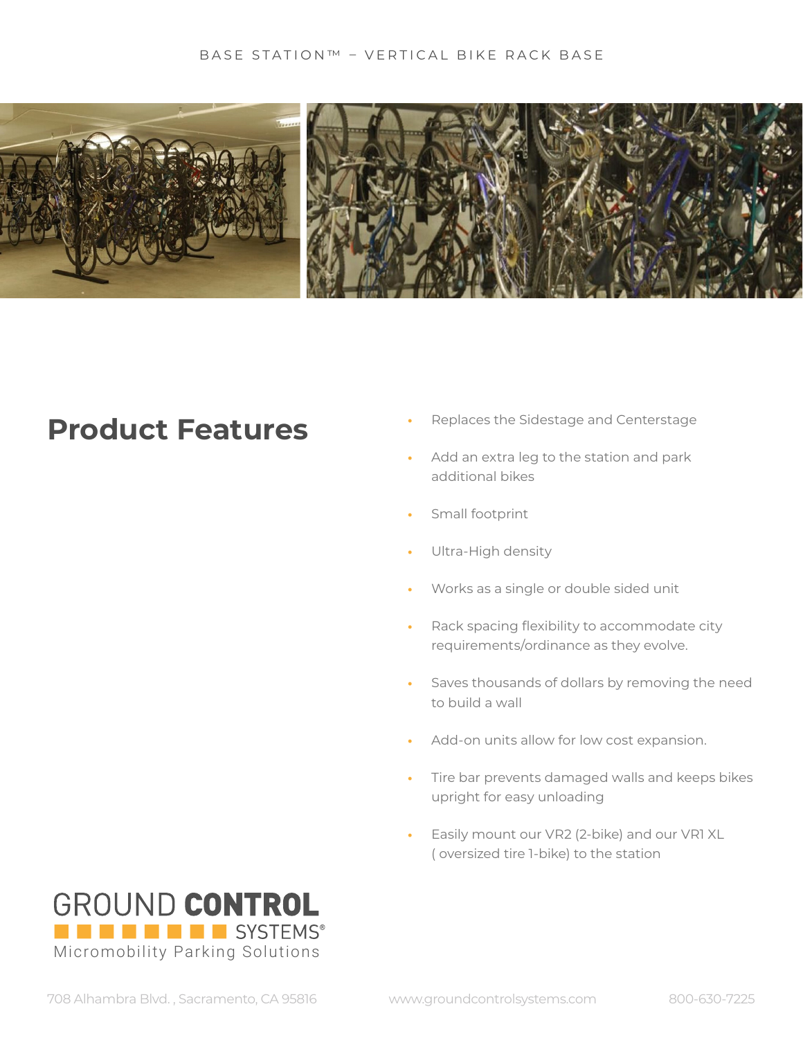BASE STATION™ – VERTICAL BIKE RACK BASE

## Product Features

- Replaces the Sidestage and Centerstage
- Add an extra leg to the station and park additional bikes
- Small footprint
- Ultra-High density
- Works as a single or double sided unit
- Rack spacing flexibility to accommodate city requirements/ordinance as they evolve.
- Saves thousands of dollars by removing the need to build a wall
- Add-on units allow for low cost expansion.
- Tire bar prevents damaged walls and keeps bikes upright for easy unloading
- Easily mount our VR2 (2-bike) and our VR1 XL ( oversized tire 1-bike) to the station

GROUND CONTROL SYSTEMS®
Micromobility Parking Solutions

708 Alhambra Blvd. , Sacramento, CA 95816 www.groundcontrolsystems.com 800-630-7225